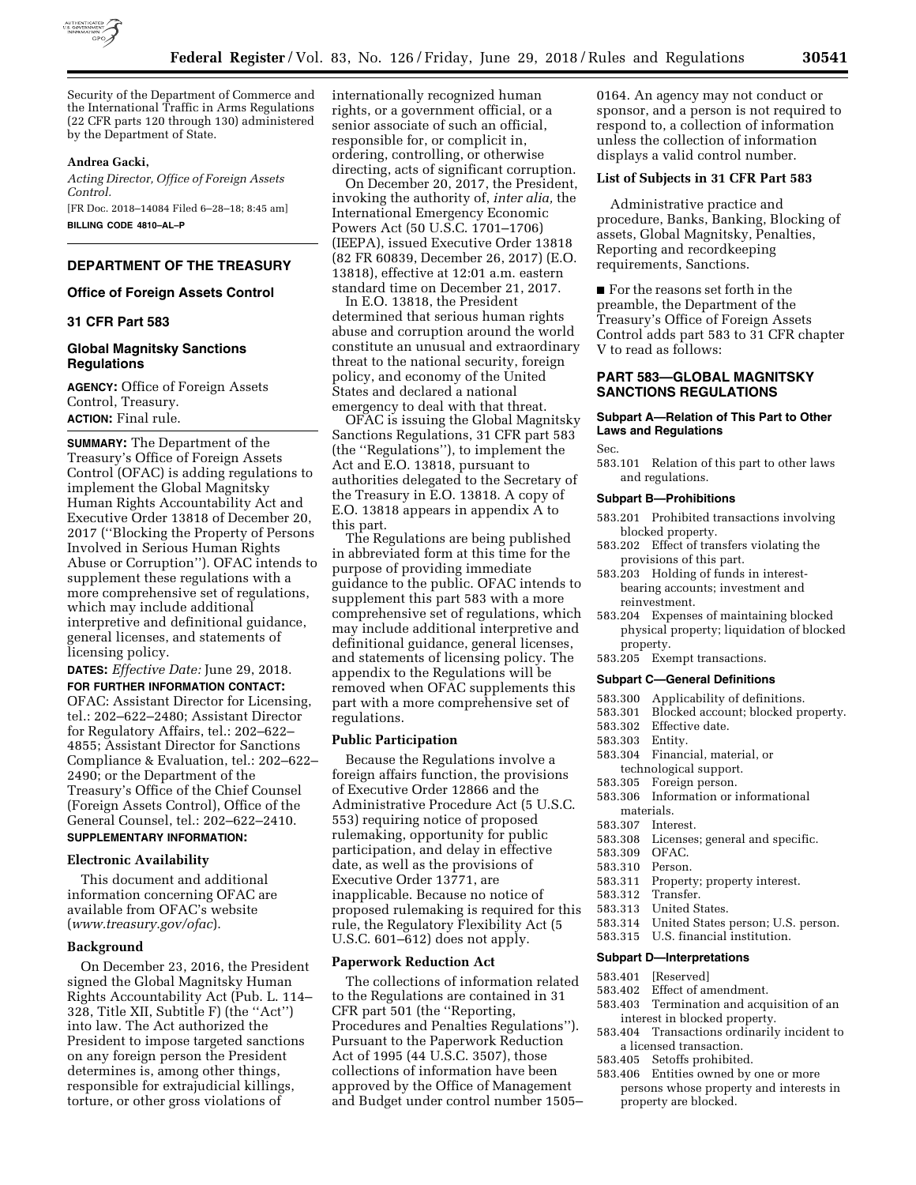Security of the Department of Commerce and the International Traffic in Arms Regulations (22 CFR parts 120 through 130) administered by the Department of State.

**Andrea Gacki,**

*Acting Director, Office of Foreign Assets Control.*

[FR Doc. 2018–14084 Filed 6–28–18; 8:45 am]

**BILLING CODE 4810–AL–P**

## DEPARTMENT OF THE TREASURY

### Office of Foreign Assets Control

### 31 CFR Part 583

### Global Magnitsky Sanctions Regulations

**AGENCY:** Office of Foreign Assets Control, Treasury.

**ACTION:** Final rule.

**SUMMARY:** The Department of the Treasury's Office of Foreign Assets Control (OFAC) is adding regulations to implement the Global Magnitsky Human Rights Accountability Act and Executive Order 13818 of December 20, 2017 ("Blocking the Property of Persons Involved in Serious Human Rights Abuse or Corruption"). OFAC intends to supplement these regulations with a more comprehensive set of regulations, which may include additional interpretive and definitional guidance, general licenses, and statements of licensing policy.

**DATES:** *Effective Date:* June 29, 2018.

**FOR FURTHER INFORMATION CONTACT:** OFAC: Assistant Director for Licensing, tel.: 202–622–2480; Assistant Director for Regulatory Affairs, tel.: 202–622–4855; Assistant Director for Sanctions Compliance & Evaluation, tel.: 202–622–2490; or the Department of the Treasury's Office of the Chief Counsel (Foreign Assets Control), Office of the General Counsel, tel.: 202–622–2410.

**SUPPLEMENTARY INFORMATION:**

#### Electronic Availability

This document and additional information concerning OFAC are available from OFAC's website (*www.treasury.gov/ofac*).

#### Background

On December 23, 2016, the President signed the Global Magnitsky Human Rights Accountability Act (Pub. L. 114–328, Title XII, Subtitle F) (the "Act") into law. The Act authorized the President to impose targeted sanctions on any foreign person the President determines is, among other things, responsible for extrajudicial killings, torture, or other gross violations of internationally recognized human rights, or a government official, or a senior associate of such an official, responsible for, or complicit in, ordering, controlling, or otherwise directing, acts of significant corruption.

On December 20, 2017, the President, invoking the authority of, *inter alia,* the International Emergency Economic Powers Act (50 U.S.C. 1701–1706) (IEEPA), issued Executive Order 13818 (82 FR 60839, December 26, 2017) (E.O. 13818), effective at 12:01 a.m. eastern standard time on December 21, 2017.

In E.O. 13818, the President determined that serious human rights abuse and corruption around the world constitute an unusual and extraordinary threat to the national security, foreign policy, and economy of the United States and declared a national emergency to deal with that threat.

OFAC is issuing the Global Magnitsky Sanctions Regulations, 31 CFR part 583 (the "Regulations"), to implement the Act and E.O. 13818, pursuant to authorities delegated to the Secretary of the Treasury in E.O. 13818. A copy of E.O. 13818 appears in appendix A to this part.

The Regulations are being published in abbreviated form at this time for the purpose of providing immediate guidance to the public. OFAC intends to supplement this part 583 with a more comprehensive set of regulations, which may include additional interpretive and definitional guidance, general licenses, and statements of licensing policy. The appendix to the Regulations will be removed when OFAC supplements this part with a more comprehensive set of regulations.

#### Public Participation

Because the Regulations involve a foreign affairs function, the provisions of Executive Order 12866 and the Administrative Procedure Act (5 U.S.C. 553) requiring notice of proposed rulemaking, opportunity for public participation, and delay in effective date, as well as the provisions of Executive Order 13771, are inapplicable. Because no notice of proposed rulemaking is required for this rule, the Regulatory Flexibility Act (5 U.S.C. 601–612) does not apply.

#### Paperwork Reduction Act

The collections of information related to the Regulations are contained in 31 CFR part 501 (the "Reporting, Procedures and Penalties Regulations"). Pursuant to the Paperwork Reduction Act of 1995 (44 U.S.C. 3507), those collections of information have been approved by the Office of Management and Budget under control number 1505–0164. An agency may not conduct or sponsor, and a person is not required to respond to, a collection of information unless the collection of information displays a valid control number.

#### List of Subjects in 31 CFR Part 583

Administrative practice and procedure, Banks, Banking, Blocking of assets, Global Magnitsky, Penalties, Reporting and recordkeeping requirements, Sanctions.

■ For the reasons set forth in the preamble, the Department of the Treasury's Office of Foreign Assets Control adds part 583 to 31 CFR chapter V to read as follows:

## PART 583—GLOBAL MAGNITSKY SANCTIONS REGULATIONS

#### Subpart A—Relation of This Part to Other Laws and Regulations

Sec.

583.101 Relation of this part to other laws and regulations.

#### Subpart B—Prohibitions

583.201 Prohibited transactions involving blocked property.

583.202 Effect of transfers violating the provisions of this part.

583.203 Holding of funds in interest-bearing accounts; investment and reinvestment.

583.204 Expenses of maintaining blocked physical property; liquidation of blocked property.

583.205 Exempt transactions.

#### Subpart C—General Definitions

583.300 Applicability of definitions.

583.301 Blocked account; blocked property.

583.302 Effective date.

583.303 Entity.

583.304 Financial, material, or technological support.

583.305 Foreign person.

583.306 Information or informational materials.

583.307 Interest.

583.308 Licenses; general and specific.

583.309 OFAC.

583.310 Person.

583.311 Property; property interest.

583.312 Transfer.

583.313 United States.

583.314 United States person; U.S. person.

583.315 U.S. financial institution.

#### Subpart D—Interpretations

583.401 [Reserved]

583.402 Effect of amendment.

583.403 Termination and acquisition of an interest in blocked property.

583.404 Transactions ordinarily incident to a licensed transaction.

583.405 Setoffs prohibited.

583.406 Entities owned by one or more persons whose property and interests in property are blocked.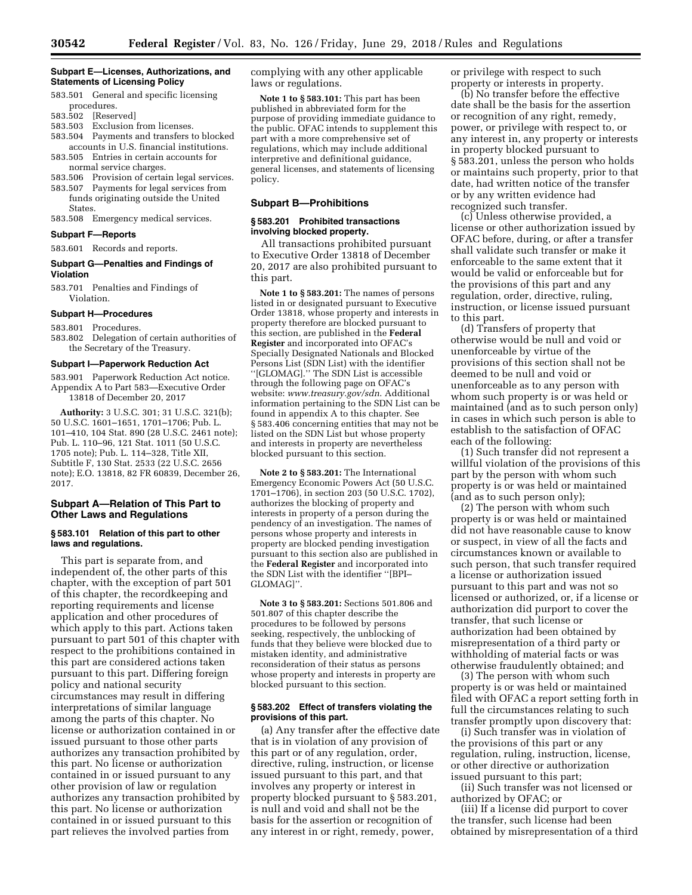### Subpart E—Licenses, Authorizations, and Statements of Licensing Policy

583.501 General and specific licensing procedures.
583.502 [Reserved]
583.503 Exclusion from licenses.
583.504 Payments and transfers to blocked accounts in U.S. financial institutions.
583.505 Entries in certain accounts for normal service charges.
583.506 Provision of certain legal services.
583.507 Payments for legal services from funds originating outside the United States.
583.508 Emergency medical services.

### Subpart F—Reports

583.601 Records and reports.

### Subpart G—Penalties and Findings of Violation

583.701 Penalties and Findings of Violation.

### Subpart H—Procedures

583.801 Procedures.
583.802 Delegation of certain authorities of the Secretary of the Treasury.

### Subpart I—Paperwork Reduction Act

583.901 Paperwork Reduction Act notice.
Appendix A to Part 583—Executive Order 13818 of December 20, 2017

**Authority:** 3 U.S.C. 301; 31 U.S.C. 321(b); 50 U.S.C. 1601–1651, 1701–1706; Pub. L. 101–410, 104 Stat. 890 (28 U.S.C. 2461 note); Pub. L. 110–96, 121 Stat. 1011 (50 U.S.C. 1705 note); Pub. L. 114–328, Title XII, Subtitle F, 130 Stat. 2533 (22 U.S.C. 2656 note); E.O. 13818, 82 FR 60839, December 26, 2017.

## Subpart A—Relation of This Part to Other Laws and Regulations

### § 583.101 Relation of this part to other laws and regulations.

This part is separate from, and independent of, the other parts of this chapter, with the exception of part 501 of this chapter, the recordkeeping and reporting requirements and license application and other procedures of which apply to this part. Actions taken pursuant to part 501 of this chapter with respect to the prohibitions contained in this part are considered actions taken pursuant to this part. Differing foreign policy and national security circumstances may result in differing interpretations of similar language among the parts of this chapter. No license or authorization contained in or issued pursuant to those other parts authorizes any transaction prohibited by this part. No license or authorization contained in or issued pursuant to any other provision of law or regulation authorizes any transaction prohibited by this part. No license or authorization contained in or issued pursuant to this part relieves the involved parties from complying with any other applicable laws or regulations.

**Note 1 to § 583.101:** This part has been published in abbreviated form for the purpose of providing immediate guidance to the public. OFAC intends to supplement this part with a more comprehensive set of regulations, which may include additional interpretive and definitional guidance, general licenses, and statements of licensing policy.

## Subpart B—Prohibitions

### § 583.201 Prohibited transactions involving blocked property.

All transactions prohibited pursuant to Executive Order 13818 of December 20, 2017 are also prohibited pursuant to this part.

**Note 1 to § 583.201:** The names of persons listed in or designated pursuant to Executive Order 13818, whose property and interests in property therefore are blocked pursuant to this section, are published in the **Federal Register** and incorporated into OFAC's Specially Designated Nationals and Blocked Persons List (SDN List) with the identifier ''[GLOMAG].'' The SDN List is accessible through the following page on OFAC's website: *www.treasury.gov/sdn.* Additional information pertaining to the SDN List can be found in appendix A to this chapter. See § 583.406 concerning entities that may not be listed on the SDN List but whose property and interests in property are nevertheless blocked pursuant to this section.

**Note 2 to § 583.201:** The International Emergency Economic Powers Act (50 U.S.C. 1701–1706), in section 203 (50 U.S.C. 1702), authorizes the blocking of property and interests in property of a person during the pendency of an investigation. The names of persons whose property and interests in property are blocked pending investigation pursuant to this section also are published in the **Federal Register** and incorporated into the SDN List with the identifier ''[BPI–GLOMAG]''.

**Note 3 to § 583.201:** Sections 501.806 and 501.807 of this chapter describe the procedures to be followed by persons seeking, respectively, the unblocking of funds that they believe were blocked due to mistaken identity, and administrative reconsideration of their status as persons whose property and interests in property are blocked pursuant to this section.

### § 583.202 Effect of transfers violating the provisions of this part.

(a) Any transfer after the effective date that is in violation of any provision of this part or of any regulation, order, directive, ruling, instruction, or license issued pursuant to this part, and that involves any property or interest in property blocked pursuant to § 583.201, is null and void and shall not be the basis for the assertion or recognition of any interest in or right, remedy, power, or privilege with respect to such property or interests in property.

(b) No transfer before the effective date shall be the basis for the assertion or recognition of any right, remedy, power, or privilege with respect to, or any interest in, any property or interests in property blocked pursuant to § 583.201, unless the person who holds or maintains such property, prior to that date, had written notice of the transfer or by any written evidence had recognized such transfer.

(c) Unless otherwise provided, a license or other authorization issued by OFAC before, during, or after a transfer shall validate such transfer or make it enforceable to the same extent that it would be valid or enforceable but for the provisions of this part and any regulation, order, directive, ruling, instruction, or license issued pursuant to this part.

(d) Transfers of property that otherwise would be null and void or unenforceable by virtue of the provisions of this section shall not be deemed to be null and void or unenforceable as to any person with whom such property is or was held or maintained (and as to such person only) in cases in which such person is able to establish to the satisfaction of OFAC each of the following:

(1) Such transfer did not represent a willful violation of the provisions of this part by the person with whom such property is or was held or maintained (and as to such person only);

(2) The person with whom such property is or was held or maintained did not have reasonable cause to know or suspect, in view of all the facts and circumstances known or available to such person, that such transfer required a license or authorization issued pursuant to this part and was not so licensed or authorized, or, if a license or authorization did purport to cover the transfer, that such license or authorization had been obtained by misrepresentation of a third party or withholding of material facts or was otherwise fraudulently obtained; and

(3) The person with whom such property is or was held or maintained filed with OFAC a report setting forth in full the circumstances relating to such transfer promptly upon discovery that:

(i) Such transfer was in violation of the provisions of this part or any regulation, ruling, instruction, license, or other directive or authorization issued pursuant to this part;

(ii) Such transfer was not licensed or authorized by OFAC; or

(iii) If a license did purport to cover the transfer, such license had been obtained by misrepresentation of a third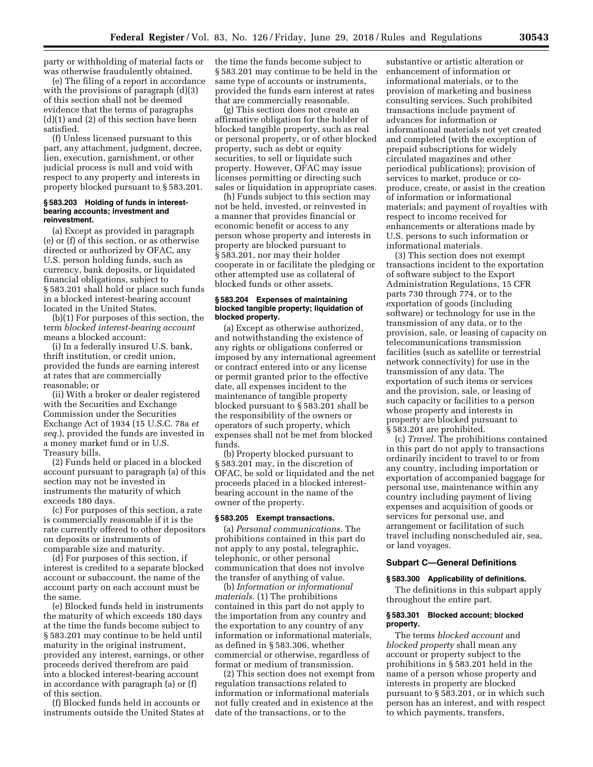party or withholding of material facts or was otherwise fraudulently obtained.

(e) The filing of a report in accordance with the provisions of paragraph (d)(3) of this section shall not be deemed evidence that the terms of paragraphs (d)(1) and (2) of this section have been satisfied.

(f) Unless licensed pursuant to this part, any attachment, judgment, decree, lien, execution, garnishment, or other judicial process is null and void with respect to any property and interests in property blocked pursuant to § 583.201.

#### § 583.203 Holding of funds in interest-bearing accounts; investment and reinvestment.

(a) Except as provided in paragraph (e) or (f) of this section, or as otherwise directed or authorized by OFAC, any U.S. person holding funds, such as currency, bank deposits, or liquidated financial obligations, subject to § 583.201 shall hold or place such funds in a blocked interest-bearing account located in the United States.

(b)(1) For purposes of this section, the term *blocked interest-bearing account* means a blocked account:

(i) In a federally insured U.S. bank, thrift institution, or credit union, provided the funds are earning interest at rates that are commercially reasonable; or

(ii) With a broker or dealer registered with the Securities and Exchange Commission under the Securities Exchange Act of 1934 (15 U.S.C. 78a *et seq.*), provided the funds are invested in a money market fund or in U.S. Treasury bills.

(2) Funds held or placed in a blocked account pursuant to paragraph (a) of this section may not be invested in instruments the maturity of which exceeds 180 days.

(c) For purposes of this section, a rate is commercially reasonable if it is the rate currently offered to other depositors on deposits or instruments of comparable size and maturity.

(d) For purposes of this section, if interest is credited to a separate blocked account or subaccount, the name of the account party on each account must be the same.

(e) Blocked funds held in instruments the maturity of which exceeds 180 days at the time the funds become subject to § 583.201 may continue to be held until maturity in the original instrument, provided any interest, earnings, or other proceeds derived therefrom are paid into a blocked interest-bearing account in accordance with paragraph (a) or (f) of this section.

(f) Blocked funds held in accounts or instruments outside the United States at the time the funds become subject to § 583.201 may continue to be held in the same type of accounts or instruments, provided the funds earn interest at rates that are commercially reasonable.

(g) This section does not create an affirmative obligation for the holder of blocked tangible property, such as real or personal property, or of other blocked property, such as debt or equity securities, to sell or liquidate such property. However, OFAC may issue licenses permitting or directing such sales or liquidation in appropriate cases.

(h) Funds subject to this section may not be held, invested, or reinvested in a manner that provides financial or economic benefit or access to any person whose property and interests in property are blocked pursuant to § 583.201, nor may their holder cooperate in or facilitate the pledging or other attempted use as collateral of blocked funds or other assets.

#### § 583.204 Expenses of maintaining blocked tangible property; liquidation of blocked property.

(a) Except as otherwise authorized, and notwithstanding the existence of any rights or obligations conferred or imposed by any international agreement or contract entered into or any license or permit granted prior to the effective date, all expenses incident to the maintenance of tangible property blocked pursuant to § 583.201 shall be the responsibility of the owners or operators of such property, which expenses shall not be met from blocked funds.

(b) Property blocked pursuant to § 583.201 may, in the discretion of OFAC, be sold or liquidated and the net proceeds placed in a blocked interest-bearing account in the name of the owner of the property.

#### § 583.205 Exempt transactions.

(a) *Personal communications.* The prohibitions contained in this part do not apply to any postal, telegraphic, telephonic, or other personal communication that does not involve the transfer of anything of value.

(b) *Information or informational materials.* (1) The prohibitions contained in this part do not apply to the importation from any country and the exportation to any country of any information or informational materials, as defined in § 583.306, whether commercial or otherwise, regardless of format or medium of transmission.

(2) This section does not exempt from regulation transactions related to information or informational materials not fully created and in existence at the date of the transactions, or to the substantive or artistic alteration or enhancement of information or informational materials, or to the provision of marketing and business consulting services. Such prohibited transactions include payment of advances for information or informational materials not yet created and completed (with the exception of prepaid subscriptions for widely circulated magazines and other periodical publications); provision of services to market, produce or co-produce, create, or assist in the creation of information or informational materials; and payment of royalties with respect to income received for enhancements or alterations made by U.S. persons to such information or informational materials.

(3) This section does not exempt transactions incident to the exportation of software subject to the Export Administration Regulations, 15 CFR parts 730 through 774, or to the exportation of goods (including software) or technology for use in the transmission of any data, or to the provision, sale, or leasing of capacity on telecommunications transmission facilities (such as satellite or terrestrial network connectivity) for use in the transmission of any data. The exportation of such items or services and the provision, sale, or leasing of such capacity or facilities to a person whose property and interests in property are blocked pursuant to § 583.201 are prohibited.

(c) *Travel.* The prohibitions contained in this part do not apply to transactions ordinarily incident to travel to or from any country, including importation or exportation of accompanied baggage for personal use, maintenance within any country including payment of living expenses and acquisition of goods or services for personal use, and arrangement or facilitation of such travel including nonscheduled air, sea, or land voyages.

### Subpart C—General Definitions

#### § 583.300 Applicability of definitions.

The definitions in this subpart apply throughout the entire part.

#### § 583.301 Blocked account; blocked property.

The terms *blocked account* and *blocked property* shall mean any account or property subject to the prohibitions in § 583.201 held in the name of a person whose property and interests in property are blocked pursuant to § 583.201, or in which such person has an interest, and with respect to which payments, transfers,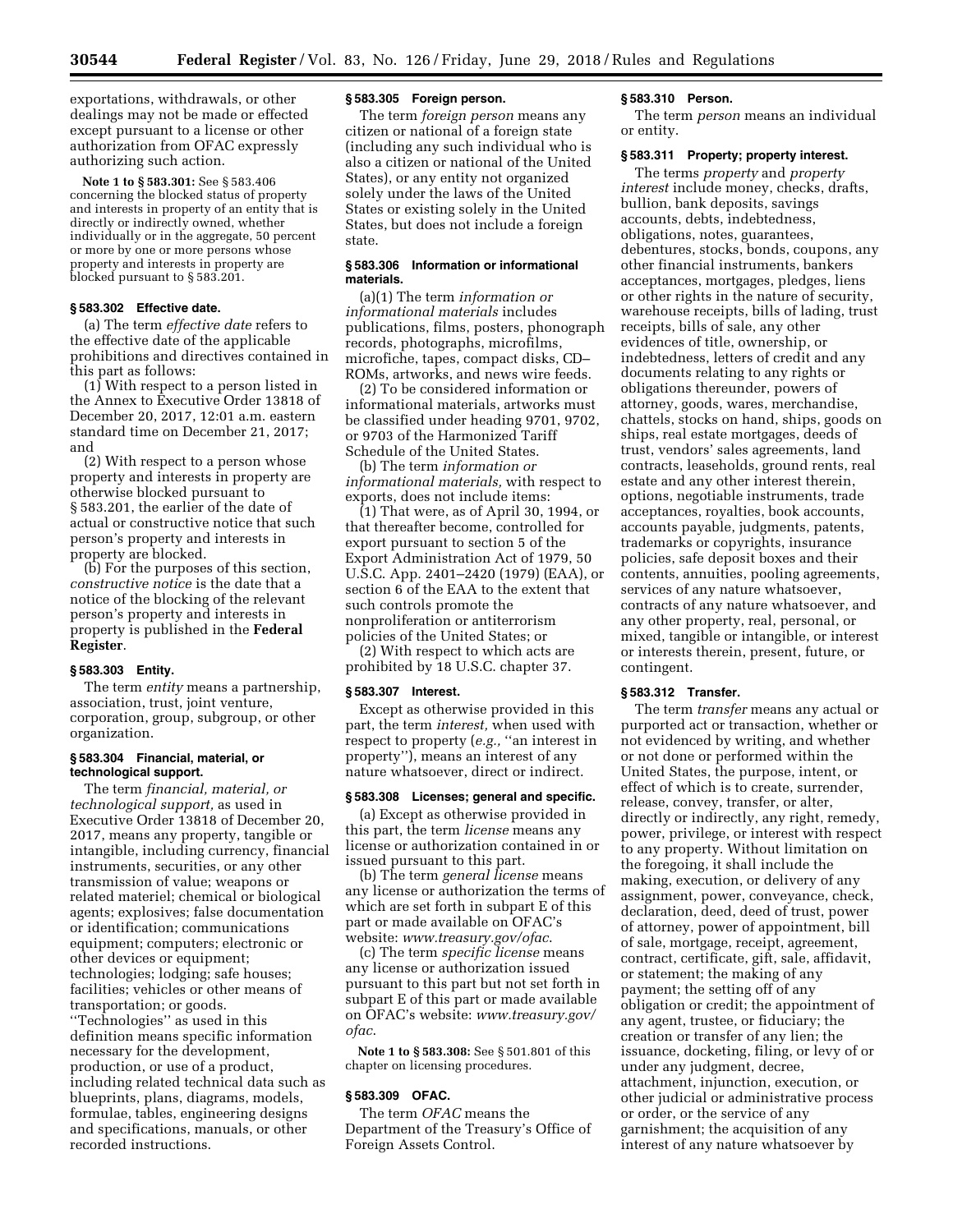exportations, withdrawals, or other dealings may not be made or effected except pursuant to a license or other authorization from OFAC expressly authorizing such action.

**Note 1 to § 583.301:** See § 583.406 concerning the blocked status of property and interests in property of an entity that is directly or indirectly owned, whether individually or in the aggregate, 50 percent or more by one or more persons whose property and interests in property are blocked pursuant to § 583.201.

### § 583.302 Effective date.

(a) The term *effective date* refers to the effective date of the applicable prohibitions and directives contained in this part as follows:

(1) With respect to a person listed in the Annex to Executive Order 13818 of December 20, 2017, 12:01 a.m. eastern standard time on December 21, 2017; and

(2) With respect to a person whose property and interests in property are otherwise blocked pursuant to § 583.201, the earlier of the date of actual or constructive notice that such person's property and interests in property are blocked.

(b) For the purposes of this section, *constructive notice* is the date that a notice of the blocking of the relevant person's property and interests in property is published in the **Federal Register**.

### § 583.303 Entity.

The term *entity* means a partnership, association, trust, joint venture, corporation, group, subgroup, or other organization.

### § 583.304 Financial, material, or technological support.

The term *financial, material, or technological support,* as used in Executive Order 13818 of December 20, 2017, means any property, tangible or intangible, including currency, financial instruments, securities, or any other transmission of value; weapons or related materiel; chemical or biological agents; explosives; false documentation or identification; communications equipment; computers; electronic or other devices or equipment; technologies; lodging; safe houses; facilities; vehicles or other means of transportation; or goods. "Technologies" as used in this definition means specific information necessary for the development, production, or use of a product, including related technical data such as blueprints, plans, diagrams, models, formulae, tables, engineering designs and specifications, manuals, or other recorded instructions.

### § 583.305 Foreign person.

The term *foreign person* means any citizen or national of a foreign state (including any such individual who is also a citizen or national of the United States), or any entity not organized solely under the laws of the United States or existing solely in the United States, but does not include a foreign state.

### § 583.306 Information or informational materials.

(a)(1) The term *information or informational materials* includes publications, films, posters, phonograph records, photographs, microfilms, microfiche, tapes, compact disks, CD–ROMs, artworks, and news wire feeds.

(2) To be considered information or informational materials, artworks must be classified under heading 9701, 9702, or 9703 of the Harmonized Tariff Schedule of the United States.

(b) The term *information or informational materials,* with respect to exports, does not include items:

(1) That were, as of April 30, 1994, or that thereafter become, controlled for export pursuant to section 5 of the Export Administration Act of 1979, 50 U.S.C. App. 2401–2420 (1979) (EAA), or section 6 of the EAA to the extent that such controls promote the nonproliferation or antiterrorism policies of the United States; or

(2) With respect to which acts are prohibited by 18 U.S.C. chapter 37.

### § 583.307 Interest.

Except as otherwise provided in this part, the term *interest,* when used with respect to property (*e.g.,* "an interest in property"), means an interest of any nature whatsoever, direct or indirect.

### § 583.308 Licenses; general and specific.

(a) Except as otherwise provided in this part, the term *license* means any license or authorization contained in or issued pursuant to this part.

(b) The term *general license* means any license or authorization the terms of which are set forth in subpart E of this part or made available on OFAC's website: *www.treasury.gov/ofac*.

(c) The term *specific license* means any license or authorization issued pursuant to this part but not set forth in subpart E of this part or made available on OFAC's website: *www.treasury.gov/ofac*.

**Note 1 to § 583.308:** See § 501.801 of this chapter on licensing procedures.

### § 583.309 OFAC.

The term *OFAC* means the Department of the Treasury's Office of Foreign Assets Control.

### § 583.310 Person.

The term *person* means an individual or entity.

### § 583.311 Property; property interest.

The terms *property* and *property interest* include money, checks, drafts, bullion, bank deposits, savings accounts, debts, indebtedness, obligations, notes, guarantees, debentures, stocks, bonds, coupons, any other financial instruments, bankers acceptances, mortgages, pledges, liens or other rights in the nature of security, warehouse receipts, bills of lading, trust receipts, bills of sale, any other evidences of title, ownership, or indebtedness, letters of credit and any documents relating to any rights or obligations thereunder, powers of attorney, goods, wares, merchandise, chattels, stocks on hand, ships, goods on ships, real estate mortgages, deeds of trust, vendors' sales agreements, land contracts, leaseholds, ground rents, real estate and any other interest therein, options, negotiable instruments, trade acceptances, royalties, book accounts, accounts payable, judgments, patents, trademarks or copyrights, insurance policies, safe deposit boxes and their contents, annuities, pooling agreements, services of any nature whatsoever, contracts of any nature whatsoever, and any other property, real, personal, or mixed, tangible or intangible, or interest or interests therein, present, future, or contingent.

### § 583.312 Transfer.

The term *transfer* means any actual or purported act or transaction, whether or not evidenced by writing, and whether or not done or performed within the United States, the purpose, intent, or effect of which is to create, surrender, release, convey, transfer, or alter, directly or indirectly, any right, remedy, power, privilege, or interest with respect to any property. Without limitation on the foregoing, it shall include the making, execution, or delivery of any assignment, power, conveyance, check, declaration, deed, deed of trust, power of attorney, power of appointment, bill of sale, mortgage, receipt, agreement, contract, certificate, gift, sale, affidavit, or statement; the making of any payment; the setting off of any obligation or credit; the appointment of any agent, trustee, or fiduciary; the creation or transfer of any lien; the issuance, docketing, filing, or levy of or under any judgment, decree, attachment, injunction, execution, or other judicial or administrative process or order, or the service of any garnishment; the acquisition of any interest of any nature whatsoever by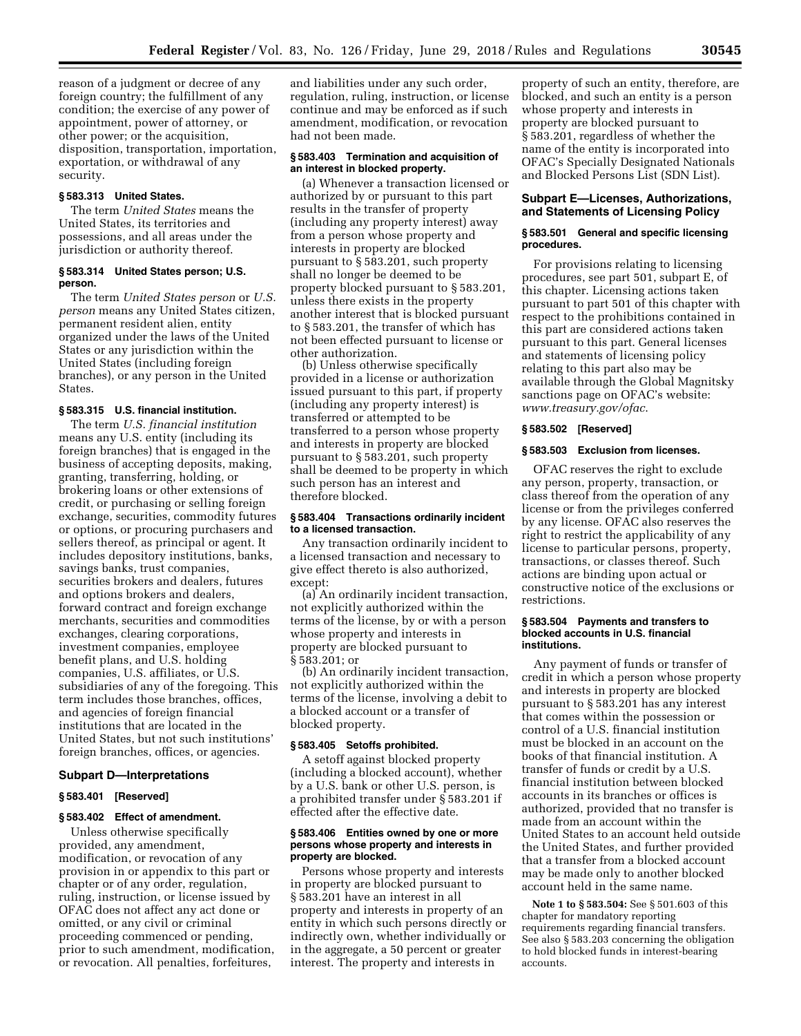reason of a judgment or decree of any foreign country; the fulfillment of any condition; the exercise of any power of appointment, power of attorney, or other power; or the acquisition, disposition, transportation, importation, exportation, or withdrawal of any security.

### § 583.313 United States.

The term *United States* means the United States, its territories and possessions, and all areas under the jurisdiction or authority thereof.

### § 583.314 United States person; U.S. person.

The term *United States person* or *U.S. person* means any United States citizen, permanent resident alien, entity organized under the laws of the United States or any jurisdiction within the United States (including foreign branches), or any person in the United States.

### § 583.315 U.S. financial institution.

The term *U.S. financial institution* means any U.S. entity (including its foreign branches) that is engaged in the business of accepting deposits, making, granting, transferring, holding, or brokering loans or other extensions of credit, or purchasing or selling foreign exchange, securities, commodity futures or options, or procuring purchasers and sellers thereof, as principal or agent. It includes depository institutions, banks, savings banks, trust companies, securities brokers and dealers, futures and options brokers and dealers, forward contract and foreign exchange merchants, securities and commodities exchanges, clearing corporations, investment companies, employee benefit plans, and U.S. holding companies, U.S. affiliates, or U.S. subsidiaries of any of the foregoing. This term includes those branches, offices, and agencies of foreign financial institutions that are located in the United States, but not such institutions' foreign branches, offices, or agencies.

## Subpart D—Interpretations

### § 583.401 [Reserved]

### § 583.402 Effect of amendment.

Unless otherwise specifically provided, any amendment, modification, or revocation of any provision in or appendix to this part or chapter or of any order, regulation, ruling, instruction, or license issued by OFAC does not affect any act done or omitted, or any civil or criminal proceeding commenced or pending, prior to such amendment, modification, or revocation. All penalties, forfeitures, and liabilities under any such order, regulation, ruling, instruction, or license continue and may be enforced as if such amendment, modification, or revocation had not been made.

### § 583.403 Termination and acquisition of an interest in blocked property.

(a) Whenever a transaction licensed or authorized by or pursuant to this part results in the transfer of property (including any property interest) away from a person whose property and interests in property are blocked pursuant to § 583.201, such property shall no longer be deemed to be property blocked pursuant to § 583.201, unless there exists in the property another interest that is blocked pursuant to § 583.201, the transfer of which has not been effected pursuant to license or other authorization.

(b) Unless otherwise specifically provided in a license or authorization issued pursuant to this part, if property (including any property interest) is transferred or attempted to be transferred to a person whose property and interests in property are blocked pursuant to § 583.201, such property shall be deemed to be property in which such person has an interest and therefore blocked.

### § 583.404 Transactions ordinarily incident to a licensed transaction.

Any transaction ordinarily incident to a licensed transaction and necessary to give effect thereto is also authorized, except:

(a) An ordinarily incident transaction, not explicitly authorized within the terms of the license, by or with a person whose property and interests in property are blocked pursuant to § 583.201; or

(b) An ordinarily incident transaction, not explicitly authorized within the terms of the license, involving a debit to a blocked account or a transfer of blocked property.

### § 583.405 Setoffs prohibited.

A setoff against blocked property (including a blocked account), whether by a U.S. bank or other U.S. person, is a prohibited transfer under § 583.201 if effected after the effective date.

### § 583.406 Entities owned by one or more persons whose property and interests in property are blocked.

Persons whose property and interests in property are blocked pursuant to § 583.201 have an interest in all property and interests in property of an entity in which such persons directly or indirectly own, whether individually or in the aggregate, a 50 percent or greater interest. The property and interests in property of such an entity, therefore, are blocked, and such an entity is a person whose property and interests in property are blocked pursuant to § 583.201, regardless of whether the name of the entity is incorporated into OFAC's Specially Designated Nationals and Blocked Persons List (SDN List).

## Subpart E—Licenses, Authorizations, and Statements of Licensing Policy

### § 583.501 General and specific licensing procedures.

For provisions relating to licensing procedures, see part 501, subpart E, of this chapter. Licensing actions taken pursuant to part 501 of this chapter with respect to the prohibitions contained in this part are considered actions taken pursuant to this part. General licenses and statements of licensing policy relating to this part also may be available through the Global Magnitsky sanctions page on OFAC's website: *www.treasury.gov/ofac*.

### § 583.502 [Reserved]

### § 583.503 Exclusion from licenses.

OFAC reserves the right to exclude any person, property, transaction, or class thereof from the operation of any license or from the privileges conferred by any license. OFAC also reserves the right to restrict the applicability of any license to particular persons, property, transactions, or classes thereof. Such actions are binding upon actual or constructive notice of the exclusions or restrictions.

### § 583.504 Payments and transfers to blocked accounts in U.S. financial institutions.

Any payment of funds or transfer of credit in which a person whose property and interests in property are blocked pursuant to § 583.201 has any interest that comes within the possession or control of a U.S. financial institution must be blocked in an account on the books of that financial institution. A transfer of funds or credit by a U.S. financial institution between blocked accounts in its branches or offices is authorized, provided that no transfer is made from an account within the United States to an account held outside the United States, and further provided that a transfer from a blocked account may be made only to another blocked account held in the same name.

**Note 1 to § 583.504:** See § 501.603 of this chapter for mandatory reporting requirements regarding financial transfers. See also § 583.203 concerning the obligation to hold blocked funds in interest-bearing accounts.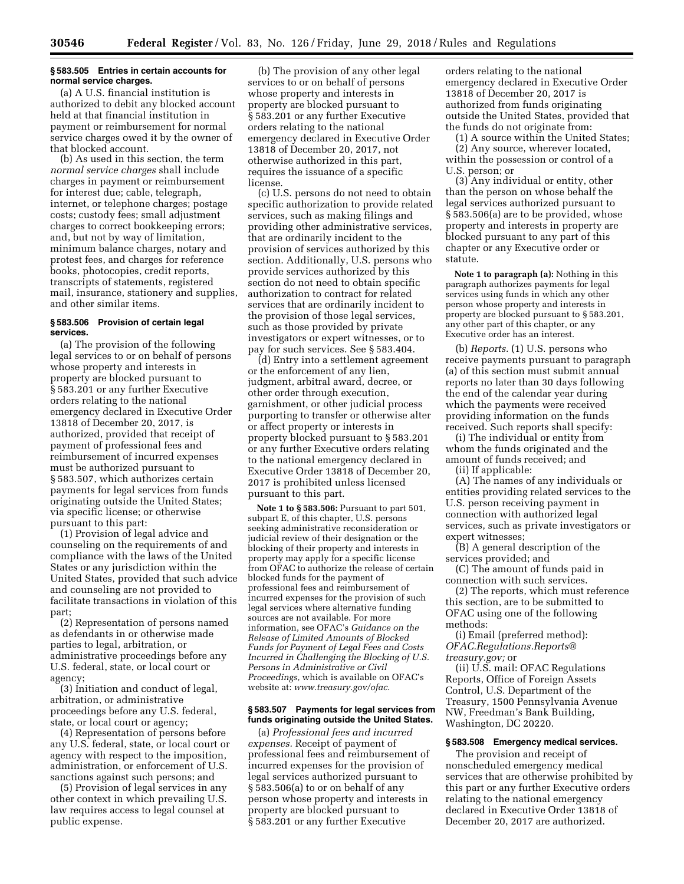### § 583.505 Entries in certain accounts for normal service charges.

(a) A U.S. financial institution is authorized to debit any blocked account held at that financial institution in payment or reimbursement for normal service charges owed it by the owner of that blocked account.

(b) As used in this section, the term *normal service charges* shall include charges in payment or reimbursement for interest due; cable, telegraph, internet, or telephone charges; postage costs; custody fees; small adjustment charges to correct bookkeeping errors; and, but not by way of limitation, minimum balance charges, notary and protest fees, and charges for reference books, photocopies, credit reports, transcripts of statements, registered mail, insurance, stationery and supplies, and other similar items.

### § 583.506 Provision of certain legal services.

(a) The provision of the following legal services to or on behalf of persons whose property and interests in property are blocked pursuant to § 583.201 or any further Executive orders relating to the national emergency declared in Executive Order 13818 of December 20, 2017, is authorized, provided that receipt of payment of professional fees and reimbursement of incurred expenses must be authorized pursuant to § 583.507, which authorizes certain payments for legal services from funds originating outside the United States; via specific license; or otherwise pursuant to this part:

(1) Provision of legal advice and counseling on the requirements of and compliance with the laws of the United States or any jurisdiction within the United States, provided that such advice and counseling are not provided to facilitate transactions in violation of this part;

(2) Representation of persons named as defendants in or otherwise made parties to legal, arbitration, or administrative proceedings before any U.S. federal, state, or local court or agency;

(3) Initiation and conduct of legal, arbitration, or administrative proceedings before any U.S. federal, state, or local court or agency;

(4) Representation of persons before any U.S. federal, state, or local court or agency with respect to the imposition, administration, or enforcement of U.S. sanctions against such persons; and

(5) Provision of legal services in any other context in which prevailing U.S. law requires access to legal counsel at public expense.

(b) The provision of any other legal services to or on behalf of persons whose property and interests in property are blocked pursuant to § 583.201 or any further Executive orders relating to the national emergency declared in Executive Order 13818 of December 20, 2017, not otherwise authorized in this part, requires the issuance of a specific license.

(c) U.S. persons do not need to obtain specific authorization to provide related services, such as making filings and providing other administrative services, that are ordinarily incident to the provision of services authorized by this section. Additionally, U.S. persons who provide services authorized by this section do not need to obtain specific authorization to contract for related services that are ordinarily incident to the provision of those legal services, such as those provided by private investigators or expert witnesses, or to pay for such services. See § 583.404.

(d) Entry into a settlement agreement or the enforcement of any lien, judgment, arbitral award, decree, or other order through execution, garnishment, or other judicial process purporting to transfer or otherwise alter or affect property or interests in property blocked pursuant to § 583.201 or any further Executive orders relating to the national emergency declared in Executive Order 13818 of December 20, 2017 is prohibited unless licensed pursuant to this part.

**Note 1 to § 583.506:** Pursuant to part 501, subpart E, of this chapter, U.S. persons seeking administrative reconsideration or judicial review of their designation or the blocking of their property and interests in property may apply for a specific license from OFAC to authorize the release of certain blocked funds for the payment of professional fees and reimbursement of incurred expenses for the provision of such legal services where alternative funding sources are not available. For more information, see OFAC's *Guidance on the Release of Limited Amounts of Blocked Funds for Payment of Legal Fees and Costs Incurred in Challenging the Blocking of U.S. Persons in Administrative or Civil Proceedings,* which is available on OFAC's website at: *www.treasury.gov/ofac.*

### § 583.507 Payments for legal services from funds originating outside the United States.

(a) *Professional fees and incurred expenses.* Receipt of payment of professional fees and reimbursement of incurred expenses for the provision of legal services authorized pursuant to § 583.506(a) to or on behalf of any person whose property and interests in property are blocked pursuant to § 583.201 or any further Executive orders relating to the national emergency declared in Executive Order 13818 of December 20, 2017 is authorized from funds originating outside the United States, provided that the funds do not originate from:

(1) A source within the United States;

(2) Any source, wherever located, within the possession or control of a U.S. person; or

(3) Any individual or entity, other than the person on whose behalf the legal services authorized pursuant to § 583.506(a) are to be provided, whose property and interests in property are blocked pursuant to any part of this chapter or any Executive order or statute.

**Note 1 to paragraph (a):** Nothing in this paragraph authorizes payments for legal services using funds in which any other person whose property and interests in property are blocked pursuant to § 583.201, any other part of this chapter, or any Executive order has an interest.

(b) *Reports.* (1) U.S. persons who receive payments pursuant to paragraph (a) of this section must submit annual reports no later than 30 days following the end of the calendar year during which the payments were received providing information on the funds received. Such reports shall specify:

(i) The individual or entity from whom the funds originated and the amount of funds received; and

(ii) If applicable:

(A) The names of any individuals or entities providing related services to the U.S. person receiving payment in connection with authorized legal services, such as private investigators or expert witnesses;

(B) A general description of the services provided; and

(C) The amount of funds paid in connection with such services.

(2) The reports, which must reference this section, are to be submitted to OFAC using one of the following methods:

(i) Email (preferred method): *OFAC.Regulations.Reports@treasury.gov;* or

(ii) U.S. mail: OFAC Regulations Reports, Office of Foreign Assets Control, U.S. Department of the Treasury, 1500 Pennsylvania Avenue NW, Freedman's Bank Building, Washington, DC 20220.

### § 583.508 Emergency medical services.

The provision and receipt of nonscheduled emergency medical services that are otherwise prohibited by this part or any further Executive orders relating to the national emergency declared in Executive Order 13818 of December 20, 2017 are authorized.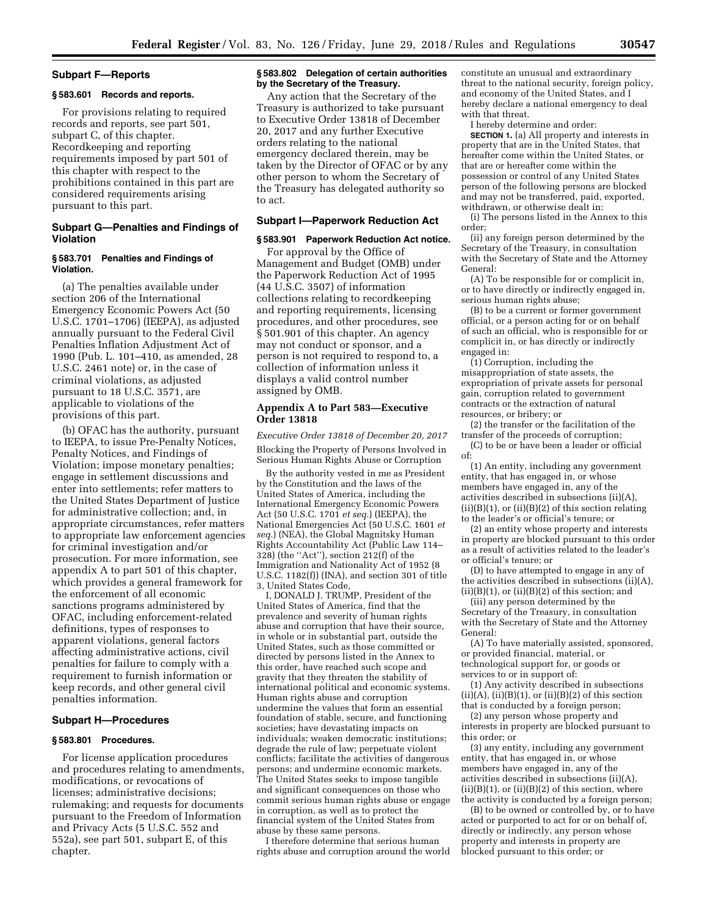## Subpart F—Reports

### § 583.601 Records and reports.

For provisions relating to required records and reports, see part 501, subpart C, of this chapter. Recordkeeping and reporting requirements imposed by part 501 of this chapter with respect to the prohibitions contained in this part are considered requirements arising pursuant to this part.

## Subpart G—Penalties and Findings of Violation

### § 583.701 Penalties and Findings of Violation.

(a) The penalties available under section 206 of the International Emergency Economic Powers Act (50 U.S.C. 1701–1706) (IEEPA), as adjusted annually pursuant to the Federal Civil Penalties Inflation Adjustment Act of 1990 (Pub. L. 101–410, as amended, 28 U.S.C. 2461 note) or, in the case of criminal violations, as adjusted pursuant to 18 U.S.C. 3571, are applicable to violations of the provisions of this part.

(b) OFAC has the authority, pursuant to IEEPA, to issue Pre-Penalty Notices, Penalty Notices, and Findings of Violation; impose monetary penalties; engage in settlement discussions and enter into settlements; refer matters to the United States Department of Justice for administrative collection; and, in appropriate circumstances, refer matters to appropriate law enforcement agencies for criminal investigation and/or prosecution. For more information, see appendix A to part 501 of this chapter, which provides a general framework for the enforcement of all economic sanctions programs administered by OFAC, including enforcement-related definitions, types of responses to apparent violations, general factors affecting administrative actions, civil penalties for failure to comply with a requirement to furnish information or keep records, and other general civil penalties information.

## Subpart H—Procedures

### § 583.801 Procedures.

For license application procedures and procedures relating to amendments, modifications, or revocations of licenses; administrative decisions; rulemaking; and requests for documents pursuant to the Freedom of Information and Privacy Acts (5 U.S.C. 552 and 552a), see part 501, subpart E, of this chapter.

### § 583.802 Delegation of certain authorities by the Secretary of the Treasury.

Any action that the Secretary of the Treasury is authorized to take pursuant to Executive Order 13818 of December 20, 2017 and any further Executive orders relating to the national emergency declared therein, may be taken by the Director of OFAC or by any other person to whom the Secretary of the Treasury has delegated authority so to act.

## Subpart I—Paperwork Reduction Act

### § 583.901 Paperwork Reduction Act notice.

For approval by the Office of Management and Budget (OMB) under the Paperwork Reduction Act of 1995 (44 U.S.C. 3507) of information collections relating to recordkeeping and reporting requirements, licensing procedures, and other procedures, see § 501.901 of this chapter. An agency may not conduct or sponsor, and a person is not required to respond to, a collection of information unless it displays a valid control number assigned by OMB.

## Appendix A to Part 583—Executive Order 13818

*Executive Order 13818 of December 20, 2017*

Blocking the Property of Persons Involved in Serious Human Rights Abuse or Corruption

By the authority vested in me as President by the Constitution and the laws of the United States of America, including the International Emergency Economic Powers Act (50 U.S.C. 1701 *et seq.*) (IEEPA), the National Emergencies Act (50 U.S.C. 1601 *et seq.*) (NEA), the Global Magnitsky Human Rights Accountability Act (Public Law 114–328) (the ''Act''), section 212(f) of the Immigration and Nationality Act of 1952 (8 U.S.C. 1182(f)) (INA), and section 301 of title 3, United States Code,

I, DONALD J. TRUMP, President of the United States of America, find that the prevalence and severity of human rights abuse and corruption that have their source, in whole or in substantial part, outside the United States, such as those committed or directed by persons listed in the Annex to this order, have reached such scope and gravity that they threaten the stability of international political and economic systems. Human rights abuse and corruption undermine the values that form an essential foundation of stable, secure, and functioning societies; have devastating impacts on individuals; weaken democratic institutions; degrade the rule of law; perpetuate violent conflicts; facilitate the activities of dangerous persons; and undermine economic markets. The United States seeks to impose tangible and significant consequences on those who commit serious human rights abuse or engage in corruption, as well as to protect the financial system of the United States from abuse by these same persons.

I therefore determine that serious human rights abuse and corruption around the world constitute an unusual and extraordinary threat to the national security, foreign policy, and economy of the United States, and I hereby declare a national emergency to deal with that threat.

I hereby determine and order:

**SECTION 1.** (a) All property and interests in property that are in the United States, that hereafter come within the United States, or that are or hereafter come within the possession or control of any United States person of the following persons are blocked and may not be transferred, paid, exported, withdrawn, or otherwise dealt in:

(i) The persons listed in the Annex to this order;

(ii) any foreign person determined by the Secretary of the Treasury, in consultation with the Secretary of State and the Attorney General:

(A) To be responsible for or complicit in, or to have directly or indirectly engaged in, serious human rights abuse;

(B) to be a current or former government official, or a person acting for or on behalf of such an official, who is responsible for or complicit in, or has directly or indirectly engaged in:

(1) Corruption, including the misappropriation of state assets, the expropriation of private assets for personal gain, corruption related to government contracts or the extraction of natural resources, or bribery; or

(2) the transfer or the facilitation of the transfer of the proceeds of corruption;

(C) to be or have been a leader or official of:

(1) An entity, including any government entity, that has engaged in, or whose members have engaged in, any of the activities described in subsections (ii)(A), (ii)(B)(1), or (ii)(B)(2) of this section relating to the leader's or official's tenure; or

(2) an entity whose property and interests in property are blocked pursuant to this order as a result of activities related to the leader's or official's tenure; or

(D) to have attempted to engage in any of the activities described in subsections (ii)(A), (ii)(B)(1), or (ii)(B)(2) of this section; and

(iii) any person determined by the Secretary of the Treasury, in consultation with the Secretary of State and the Attorney General:

(A) To have materially assisted, sponsored, or provided financial, material, or technological support for, or goods or services to or in support of:

(1) Any activity described in subsections (ii)(A), (ii)(B)(1), or (ii)(B)(2) of this section that is conducted by a foreign person;

(2) any person whose property and interests in property are blocked pursuant to this order; or

(3) any entity, including any government entity, that has engaged in, or whose members have engaged in, any of the activities described in subsections (ii)(A), (ii)(B)(1), or (ii)(B)(2) of this section, where the activity is conducted by a foreign person;

(B) to be owned or controlled by, or to have acted or purported to act for or on behalf of, directly or indirectly, any person whose property and interests in property are blocked pursuant to this order; or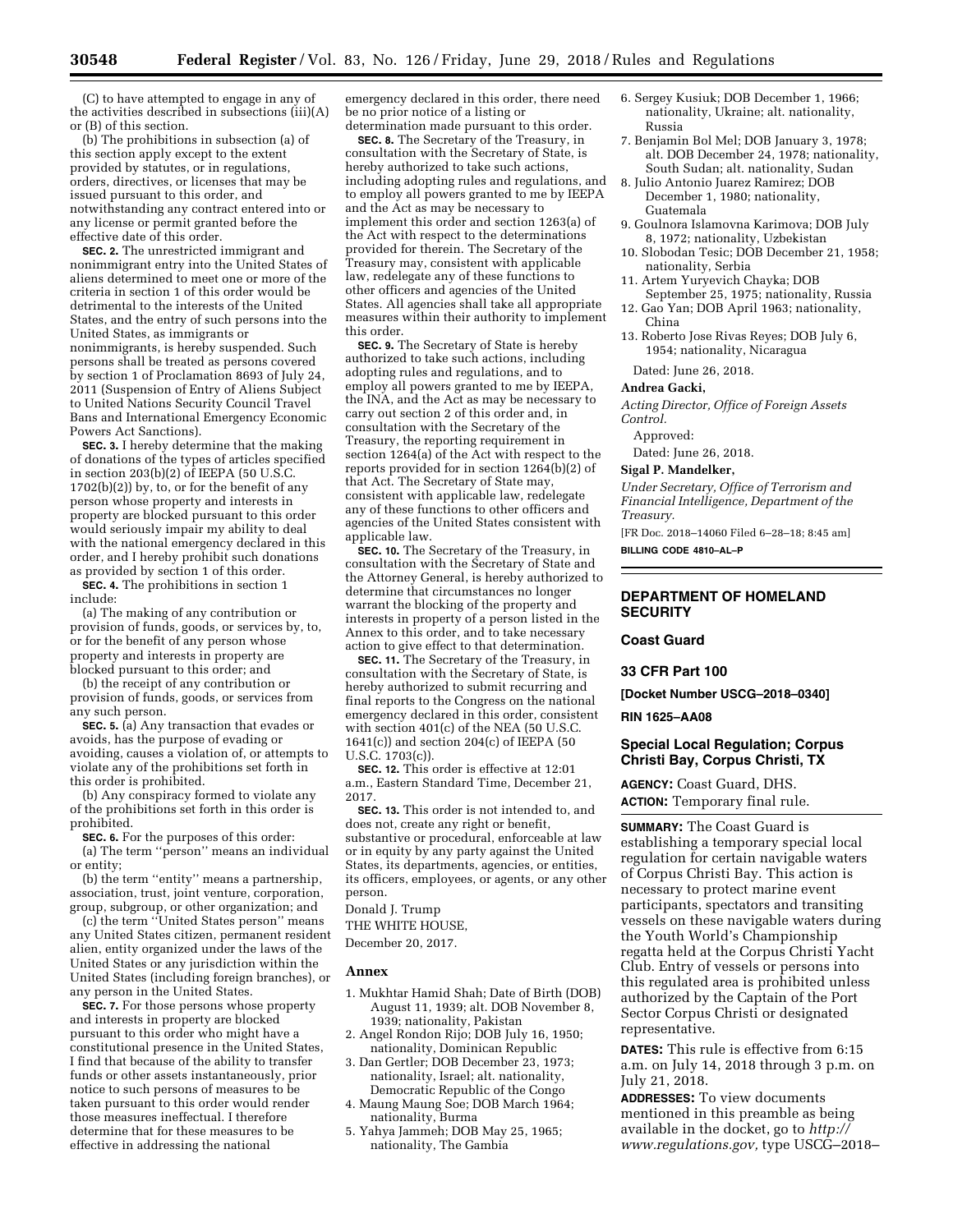(C) to have attempted to engage in any of the activities described in subsections (iii)(A) or (B) of this section.

(b) The prohibitions in subsection (a) of this section apply except to the extent provided by statutes, or in regulations, orders, directives, or licenses that may be issued pursuant to this order, and notwithstanding any contract entered into or any license or permit granted before the effective date of this order.

**SEC. 2.** The unrestricted immigrant and nonimmigrant entry into the United States of aliens determined to meet one or more of the criteria in section 1 of this order would be detrimental to the interests of the United States, and the entry of such persons into the United States, as immigrants or nonimmigrants, is hereby suspended. Such persons shall be treated as persons covered by section 1 of Proclamation 8693 of July 24, 2011 (Suspension of Entry of Aliens Subject to United Nations Security Council Travel Bans and International Emergency Economic Powers Act Sanctions).

**SEC. 3.** I hereby determine that the making of donations of the types of articles specified in section 203(b)(2) of IEEPA (50 U.S.C. 1702(b)(2)) by, to, or for the benefit of any person whose property and interests in property are blocked pursuant to this order would seriously impair my ability to deal with the national emergency declared in this order, and I hereby prohibit such donations as provided by section 1 of this order.

**SEC. 4.** The prohibitions in section 1 include:

(a) The making of any contribution or provision of funds, goods, or services by, to, or for the benefit of any person whose property and interests in property are blocked pursuant to this order; and

(b) the receipt of any contribution or provision of funds, goods, or services from any such person.

**SEC. 5.** (a) Any transaction that evades or avoids, has the purpose of evading or avoiding, causes a violation of, or attempts to violate any of the prohibitions set forth in this order is prohibited.

(b) Any conspiracy formed to violate any of the prohibitions set forth in this order is prohibited.

**SEC. 6.** For the purposes of this order:

(a) The term ''person'' means an individual or entity;

(b) the term ''entity'' means a partnership, association, trust, joint venture, corporation, group, subgroup, or other organization; and

(c) the term ''United States person'' means any United States citizen, permanent resident alien, entity organized under the laws of the United States or any jurisdiction within the United States (including foreign branches), or any person in the United States.

**SEC. 7.** For those persons whose property and interests in property are blocked pursuant to this order who might have a constitutional presence in the United States, I find that because of the ability to transfer funds or other assets instantaneously, prior notice to such persons of measures to be taken pursuant to this order would render those measures ineffectual. I therefore determine that for these measures to be effective in addressing the national emergency declared in this order, there need be no prior notice of a listing or determination made pursuant to this order.

**SEC. 8.** The Secretary of the Treasury, in consultation with the Secretary of State, is hereby authorized to take such actions, including adopting rules and regulations, and to employ all powers granted to me by IEEPA and the Act as may be necessary to implement this order and section 1263(a) of the Act with respect to the determinations provided for therein. The Secretary of the Treasury may, consistent with applicable law, redelegate any of these functions to other officers and agencies of the United States. All agencies shall take all appropriate measures within their authority to implement this order.

**SEC. 9.** The Secretary of State is hereby authorized to take such actions, including adopting rules and regulations, and to employ all powers granted to me by IEEPA, the INA, and the Act as may be necessary to carry out section 2 of this order and, in consultation with the Secretary of the Treasury, the reporting requirement in section 1264(a) of the Act with respect to the reports provided for in section 1264(b)(2) of that Act. The Secretary of State may, consistent with applicable law, redelegate any of these functions to other officers and agencies of the United States consistent with applicable law.

**SEC. 10.** The Secretary of the Treasury, in consultation with the Secretary of State and the Attorney General, is hereby authorized to determine that circumstances no longer warrant the blocking of the property and interests in property of a person listed in the Annex to this order, and to take necessary action to give effect to that determination.

**SEC. 11.** The Secretary of the Treasury, in consultation with the Secretary of State, is hereby authorized to submit recurring and final reports to the Congress on the national emergency declared in this order, consistent with section 401(c) of the NEA (50 U.S.C. 1641(c)) and section 204(c) of IEEPA (50 U.S.C. 1703(c)).

**SEC. 12.** This order is effective at 12:01 a.m., Eastern Standard Time, December 21, 2017.

**SEC. 13.** This order is not intended to, and does not, create any right or benefit, substantive or procedural, enforceable at law or in equity by any party against the United States, its departments, agencies, or entities, its officers, employees, or agents, or any other person.

Donald J. Trump

THE WHITE HOUSE,

December 20, 2017.

## Annex

1. Mukhtar Hamid Shah; Date of Birth (DOB) August 11, 1939; alt. DOB November 8, 1939; nationality, Pakistan
2. Angel Rondon Rijo; DOB July 16, 1950; nationality, Dominican Republic
3. Dan Gertler; DOB December 23, 1973; nationality, Israel; alt. nationality, Democratic Republic of the Congo
4. Maung Maung Soe; DOB March 1964; nationality, Burma
5. Yahya Jammeh; DOB May 25, 1965; nationality, The Gambia
6. Sergey Kusiuk; DOB December 1, 1966; nationality, Ukraine; alt. nationality, Russia
7. Benjamin Bol Mel; DOB January 3, 1978; alt. DOB December 24, 1978; nationality, South Sudan; alt. nationality, Sudan
8. Julio Antonio Juarez Ramirez; DOB December 1, 1980; nationality, Guatemala
9. Goulnora Islamovna Karimova; DOB July 8, 1972; nationality, Uzbekistan
10. Slobodan Tesic; DOB December 21, 1958; nationality, Serbia
11. Artem Yuryevich Chayka; DOB September 25, 1975; nationality, Russia
12. Gao Yan; DOB April 1963; nationality, China
13. Roberto Jose Rivas Reyes; DOB July 6, 1954; nationality, Nicaragua

Dated: June 26, 2018.

**Andrea Gacki,**

*Acting Director, Office of Foreign Assets Control.*

Approved:

Dated: June 26, 2018.

**Sigal P. Mandelker,**

*Under Secretary, Office of Terrorism and Financial Intelligence, Department of the Treasury.*

[FR Doc. 2018–14060 Filed 6–28–18; 8:45 am]

**BILLING CODE 4810–AL–P**

# DEPARTMENT OF HOMELAND SECURITY

## Coast Guard

## 33 CFR Part 100

**[Docket Number USCG–2018–0340]**

**RIN 1625–AA08**

## Special Local Regulation; Corpus Christi Bay, Corpus Christi, TX

**AGENCY:** Coast Guard, DHS.

**ACTION:** Temporary final rule.

**SUMMARY:** The Coast Guard is establishing a temporary special local regulation for certain navigable waters of Corpus Christi Bay. This action is necessary to protect marine event participants, spectators and transiting vessels on these navigable waters during the Youth World's Championship regatta held at the Corpus Christi Yacht Club. Entry of vessels or persons into this regulated area is prohibited unless authorized by the Captain of the Port Sector Corpus Christi or designated representative.

**DATES:** This rule is effective from 6:15 a.m. on July 14, 2018 through 3 p.m. on July 21, 2018.

**ADDRESSES:** To view documents mentioned in this preamble as being available in the docket, go to *http://www.regulations.gov,* type USCG–2018–